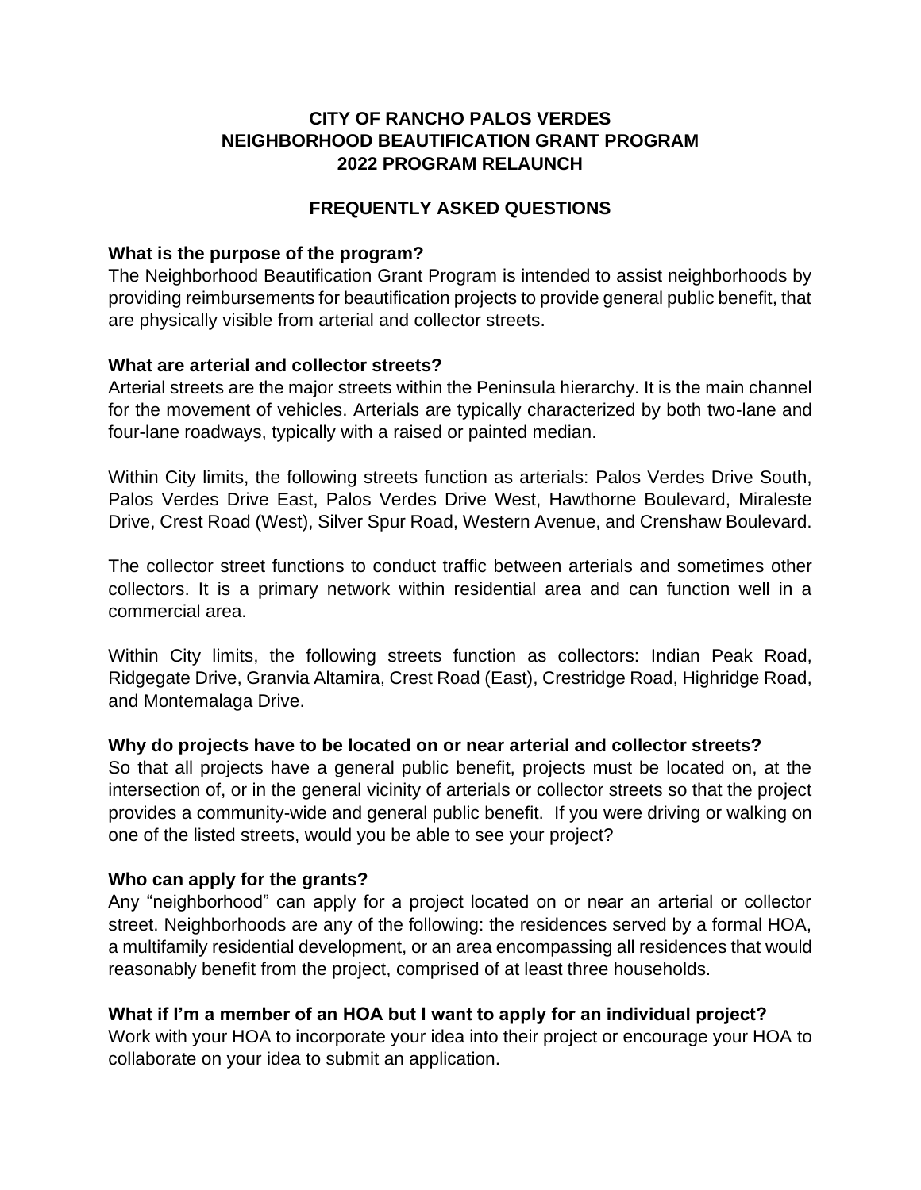# CITY OF RANCHO PALOS VERDES
# NEIGHBORHOOD BEAUTIFICATION GRANT PROGRAM
# 2022 PROGRAM RELAUNCH

## FREQUENTLY ASKED QUESTIONS

**What is the purpose of the program?**

The Neighborhood Beautification Grant Program is intended to assist neighborhoods by providing reimbursements for beautification projects to provide general public benefit, that are physically visible from arterial and collector streets.

**What are arterial and collector streets?**

Arterial streets are the major streets within the Peninsula hierarchy. It is the main channel for the movement of vehicles. Arterials are typically characterized by both two-lane and four-lane roadways, typically with a raised or painted median.

Within City limits, the following streets function as arterials: Palos Verdes Drive South, Palos Verdes Drive East, Palos Verdes Drive West, Hawthorne Boulevard, Miraleste Drive, Crest Road (West), Silver Spur Road, Western Avenue, and Crenshaw Boulevard.

The collector street functions to conduct traffic between arterials and sometimes other collectors. It is a primary network within residential area and can function well in a commercial area.

Within City limits, the following streets function as collectors: Indian Peak Road, Ridgegate Drive, Granvia Altamira, Crest Road (East), Crestridge Road, Highridge Road, and Montemalaga Drive.

**Why do projects have to be located on or near arterial and collector streets?**

So that all projects have a general public benefit, projects must be located on, at the intersection of, or in the general vicinity of arterials or collector streets so that the project provides a community-wide and general public benefit. If you were driving or walking on one of the listed streets, would you be able to see your project?

**Who can apply for the grants?**

Any "neighborhood" can apply for a project located on or near an arterial or collector street. Neighborhoods are any of the following: the residences served by a formal HOA, a multifamily residential development, or an area encompassing all residences that would reasonably benefit from the project, comprised of at least three households.

**What if I'm a member of an HOA but I want to apply for an individual project?**

Work with your HOA to incorporate your idea into their project or encourage your HOA to collaborate on your idea to submit an application.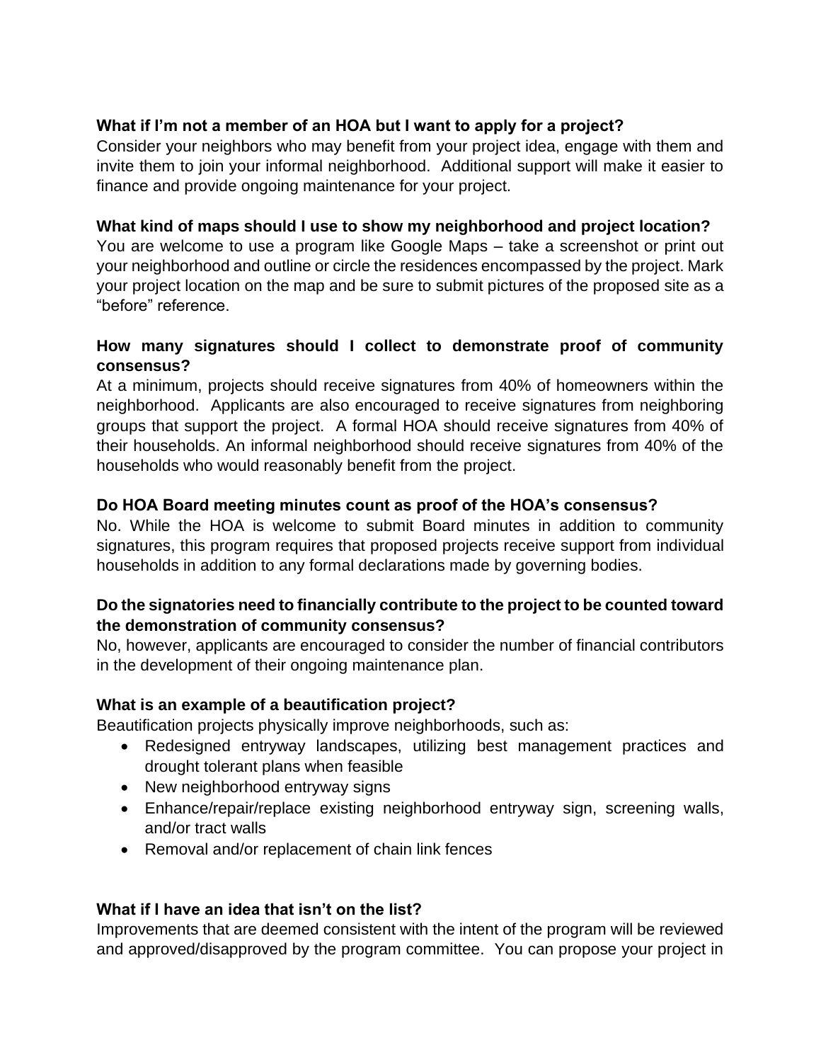**What if I'm not a member of an HOA but I want to apply for a project?**

Consider your neighbors who may benefit from your project idea, engage with them and invite them to join your informal neighborhood. Additional support will make it easier to finance and provide ongoing maintenance for your project.

**What kind of maps should I use to show my neighborhood and project location?**

You are welcome to use a program like Google Maps – take a screenshot or print out your neighborhood and outline or circle the residences encompassed by the project. Mark your project location on the map and be sure to submit pictures of the proposed site as a "before" reference.

**How many signatures should I collect to demonstrate proof of community consensus?**

At a minimum, projects should receive signatures from 40% of homeowners within the neighborhood. Applicants are also encouraged to receive signatures from neighboring groups that support the project. A formal HOA should receive signatures from 40% of their households. An informal neighborhood should receive signatures from 40% of the households who would reasonably benefit from the project.

**Do HOA Board meeting minutes count as proof of the HOA's consensus?**

No. While the HOA is welcome to submit Board minutes in addition to community signatures, this program requires that proposed projects receive support from individual households in addition to any formal declarations made by governing bodies.

**Do the signatories need to financially contribute to the project to be counted toward the demonstration of community consensus?**

No, however, applicants are encouraged to consider the number of financial contributors in the development of their ongoing maintenance plan.

**What is an example of a beautification project?**

Beautification projects physically improve neighborhoods, such as:

- Redesigned entryway landscapes, utilizing best management practices and drought tolerant plans when feasible
- New neighborhood entryway signs
- Enhance/repair/replace existing neighborhood entryway sign, screening walls, and/or tract walls
- Removal and/or replacement of chain link fences

**What if I have an idea that isn't on the list?**

Improvements that are deemed consistent with the intent of the program will be reviewed and approved/disapproved by the program committee. You can propose your project in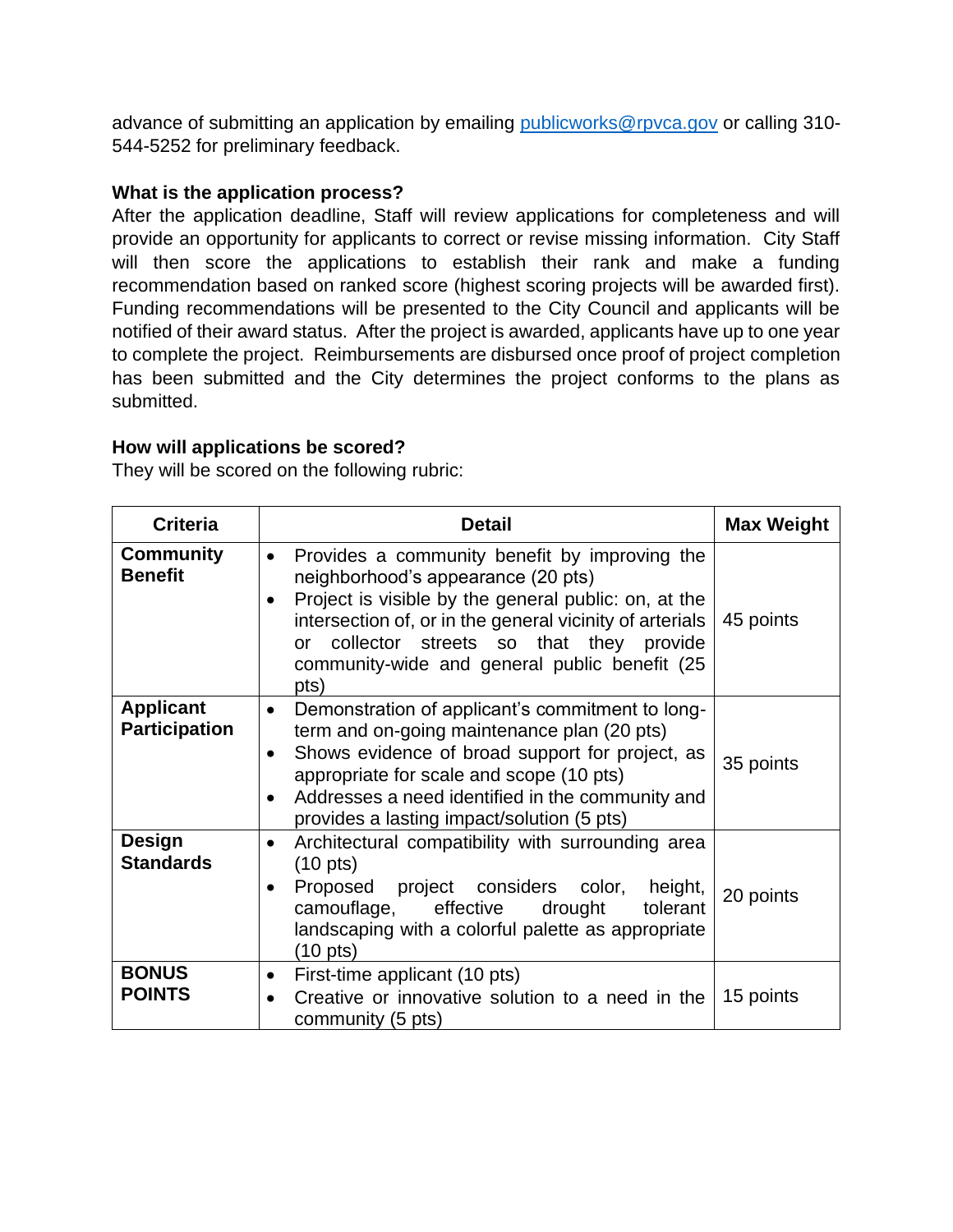advance of submitting an application by emailing [publicworks@rpvca.gov](mailto:publicworks@rpvca.gov) or calling 310-544-5252 for preliminary feedback.

**What is the application process?**

After the application deadline, Staff will review applications for completeness and will provide an opportunity for applicants to correct or revise missing information. City Staff will then score the applications to establish their rank and make a funding recommendation based on ranked score (highest scoring projects will be awarded first). Funding recommendations will be presented to the City Council and applicants will be notified of their award status. After the project is awarded, applicants have up to one year to complete the project. Reimbursements are disbursed once proof of project completion has been submitted and the City determines the project conforms to the plans as submitted.

**How will applications be scored?**

They will be scored on the following rubric:

| Criteria | Detail | Max Weight |
| --- | --- | --- |
| **Community Benefit** | • Provides a community benefit by improving the neighborhood's appearance (20 pts)<br>• Project is visible by the general public: on, at the intersection of, or in the general vicinity of arterials or collector streets so that they provide community-wide and general public benefit (25 pts) | 45 points |
| **Applicant Participation** | • Demonstration of applicant's commitment to long-term and on-going maintenance plan (20 pts)<br>• Shows evidence of broad support for project, as appropriate for scale and scope (10 pts)<br>• Addresses a need identified in the community and provides a lasting impact/solution (5 pts) | 35 points |
| **Design Standards** | • Architectural compatibility with surrounding area (10 pts)<br>• Proposed project considers color, height, camouflage, effective drought tolerant landscaping with a colorful palette as appropriate (10 pts) | 20 points |
| **BONUS POINTS** | • First-time applicant (10 pts)<br>• Creative or innovative solution to a need in the community (5 pts) | 15 points |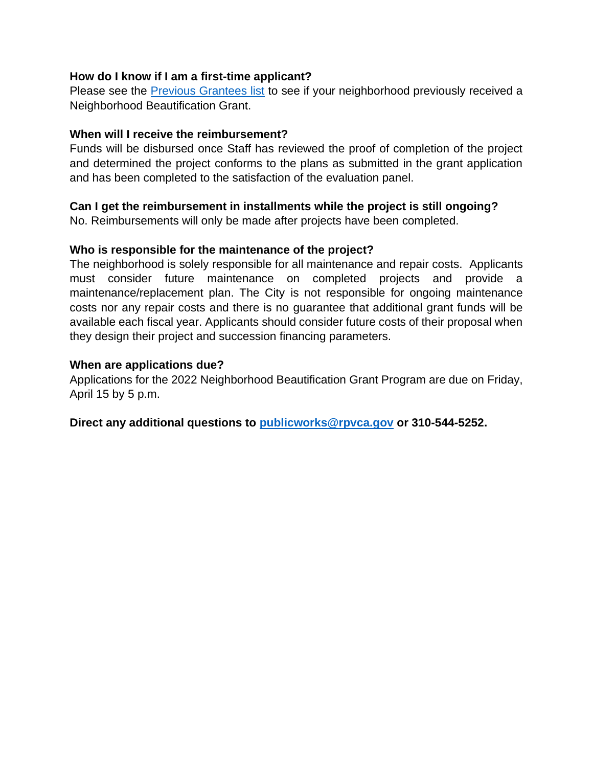**How do I know if I am a first-time applicant?**
Please see the Previous Grantees list to see if your neighborhood previously received a Neighborhood Beautification Grant.

**When will I receive the reimbursement?**
Funds will be disbursed once Staff has reviewed the proof of completion of the project and determined the project conforms to the plans as submitted in the grant application and has been completed to the satisfaction of the evaluation panel.

**Can I get the reimbursement in installments while the project is still ongoing?**
No. Reimbursements will only be made after projects have been completed.

**Who is responsible for the maintenance of the project?**
The neighborhood is solely responsible for all maintenance and repair costs. Applicants must consider future maintenance on completed projects and provide a maintenance/replacement plan. The City is not responsible for ongoing maintenance costs nor any repair costs and there is no guarantee that additional grant funds will be available each fiscal year. Applicants should consider future costs of their proposal when they design their project and succession financing parameters.

**When are applications due?**
Applications for the 2022 Neighborhood Beautification Grant Program are due on Friday, April 15 by 5 p.m.

**Direct any additional questions to publicworks@rpvca.gov or 310-544-5252.**